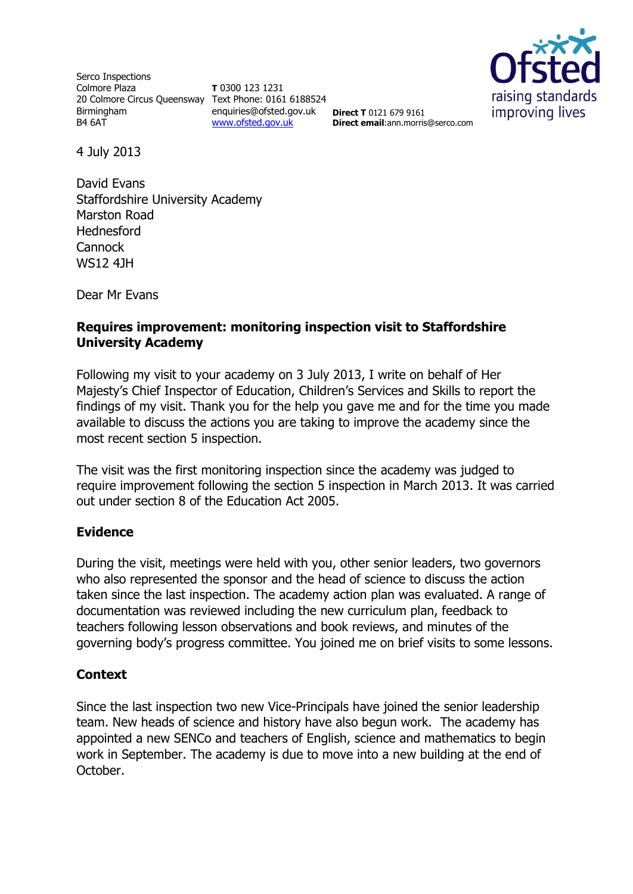Serco Inspections
Colmore Plaza
20 Colmore Circus Queensway
Birmingham
B4 6AT

**T** 0300 123 1231
Text Phone: 0161 6188524
enquiries@ofsted.gov.uk
www.ofsted.gov.uk

**Direct T** 0121 679 9161
**Direct email**:ann.morris@serco.com

Ofsted
raising standards
improving lives

4 July 2013

David Evans
Staffordshire University Academy
Marston Road
Hednesford
Cannock
WS12 4JH

Dear Mr Evans

**Requires improvement: monitoring inspection visit to Staffordshire University Academy**

Following my visit to your academy on 3 July 2013, I write on behalf of Her Majesty's Chief Inspector of Education, Children's Services and Skills to report the findings of my visit. Thank you for the help you gave me and for the time you made available to discuss the actions you are taking to improve the academy since the most recent section 5 inspection.

The visit was the first monitoring inspection since the academy was judged to require improvement following the section 5 inspection in March 2013. It was carried out under section 8 of the Education Act 2005.

## Evidence

During the visit, meetings were held with you, other senior leaders, two governors who also represented the sponsor and the head of science to discuss the action taken since the last inspection. The academy action plan was evaluated. A range of documentation was reviewed including the new curriculum plan, feedback to teachers following lesson observations and book reviews, and minutes of the governing body's progress committee. You joined me on brief visits to some lessons.

## Context

Since the last inspection two new Vice-Principals have joined the senior leadership team. New heads of science and history have also begun work. The academy has appointed a new SENCo and teachers of English, science and mathematics to begin work in September. The academy is due to move into a new building at the end of October.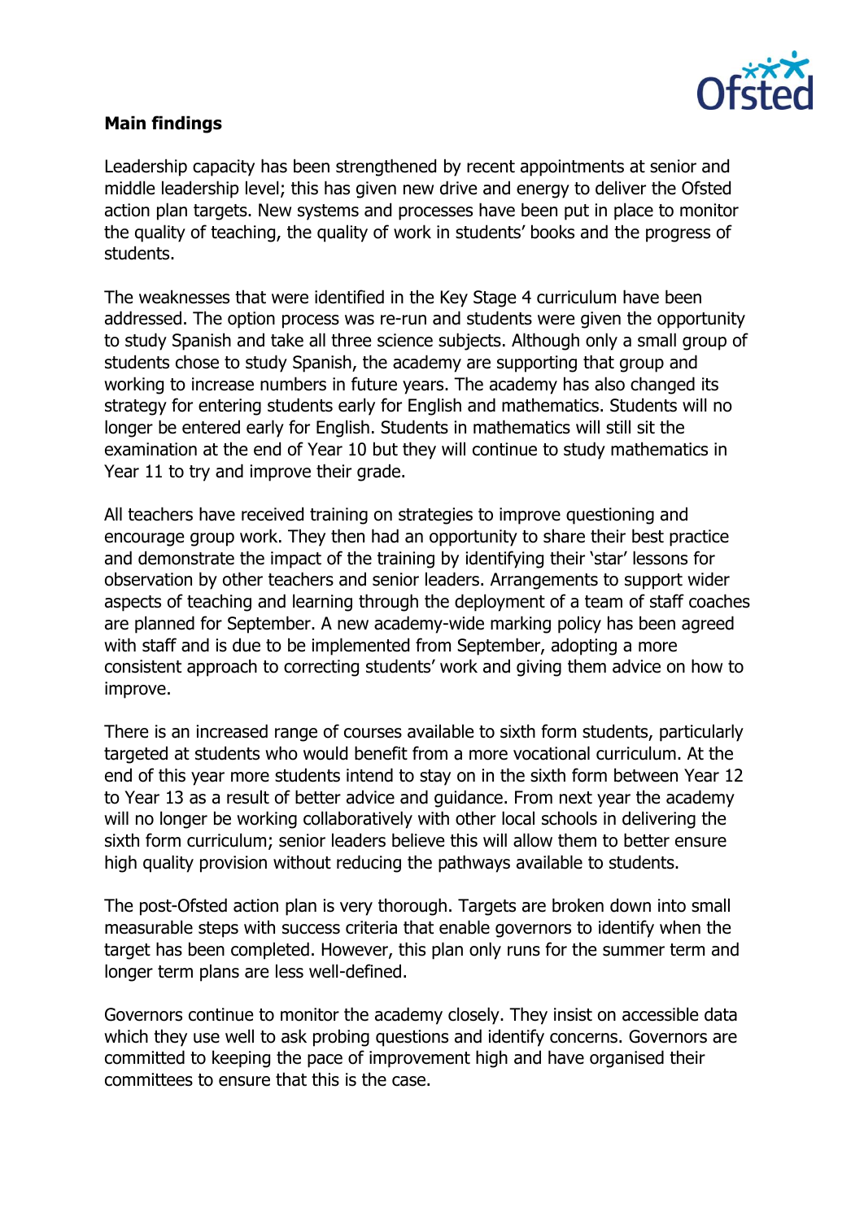**Main findings**

Leadership capacity has been strengthened by recent appointments at senior and middle leadership level; this has given new drive and energy to deliver the Ofsted action plan targets. New systems and processes have been put in place to monitor the quality of teaching, the quality of work in students' books and the progress of students.

The weaknesses that were identified in the Key Stage 4 curriculum have been addressed. The option process was re-run and students were given the opportunity to study Spanish and take all three science subjects. Although only a small group of students chose to study Spanish, the academy are supporting that group and working to increase numbers in future years. The academy has also changed its strategy for entering students early for English and mathematics. Students will no longer be entered early for English. Students in mathematics will still sit the examination at the end of Year 10 but they will continue to study mathematics in Year 11 to try and improve their grade.

All teachers have received training on strategies to improve questioning and encourage group work. They then had an opportunity to share their best practice and demonstrate the impact of the training by identifying their 'star' lessons for observation by other teachers and senior leaders. Arrangements to support wider aspects of teaching and learning through the deployment of a team of staff coaches are planned for September. A new academy-wide marking policy has been agreed with staff and is due to be implemented from September, adopting a more consistent approach to correcting students' work and giving them advice on how to improve.

There is an increased range of courses available to sixth form students, particularly targeted at students who would benefit from a more vocational curriculum. At the end of this year more students intend to stay on in the sixth form between Year 12 to Year 13 as a result of better advice and guidance. From next year the academy will no longer be working collaboratively with other local schools in delivering the sixth form curriculum; senior leaders believe this will allow them to better ensure high quality provision without reducing the pathways available to students.

The post-Ofsted action plan is very thorough. Targets are broken down into small measurable steps with success criteria that enable governors to identify when the target has been completed. However, this plan only runs for the summer term and longer term plans are less well-defined.

Governors continue to monitor the academy closely. They insist on accessible data which they use well to ask probing questions and identify concerns. Governors are committed to keeping the pace of improvement high and have organised their committees to ensure that this is the case.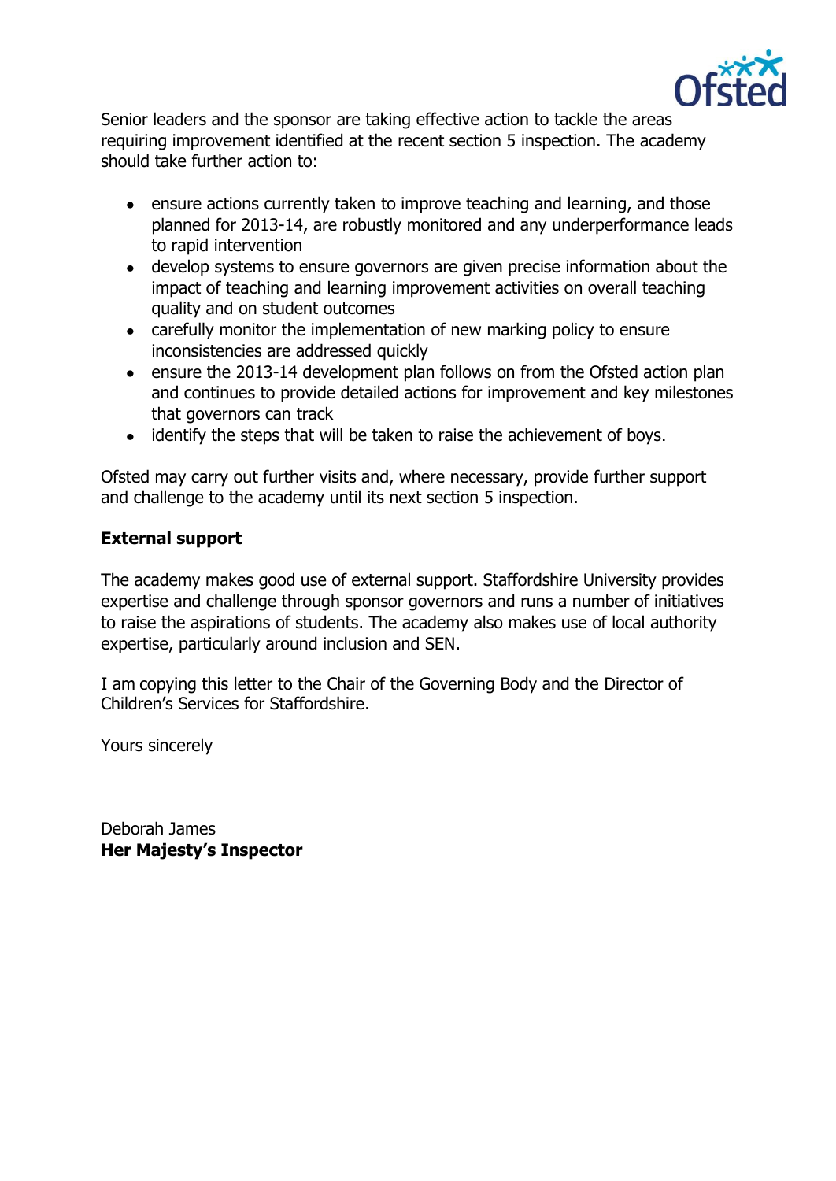Senior leaders and the sponsor are taking effective action to tackle the areas requiring improvement identified at the recent section 5 inspection. The academy should take further action to:

- ensure actions currently taken to improve teaching and learning, and those planned for 2013-14, are robustly monitored and any underperformance leads to rapid intervention
- develop systems to ensure governors are given precise information about the impact of teaching and learning improvement activities on overall teaching quality and on student outcomes
- carefully monitor the implementation of new marking policy to ensure inconsistencies are addressed quickly
- ensure the 2013-14 development plan follows on from the Ofsted action plan and continues to provide detailed actions for improvement and key milestones that governors can track
- identify the steps that will be taken to raise the achievement of boys.

Ofsted may carry out further visits and, where necessary, provide further support and challenge to the academy until its next section 5 inspection.

**External support**

The academy makes good use of external support. Staffordshire University provides expertise and challenge through sponsor governors and runs a number of initiatives to raise the aspirations of students. The academy also makes use of local authority expertise, particularly around inclusion and SEN.

I am copying this letter to the Chair of the Governing Body and the Director of Children's Services for Staffordshire.

Yours sincerely

Deborah James
**Her Majesty's Inspector**